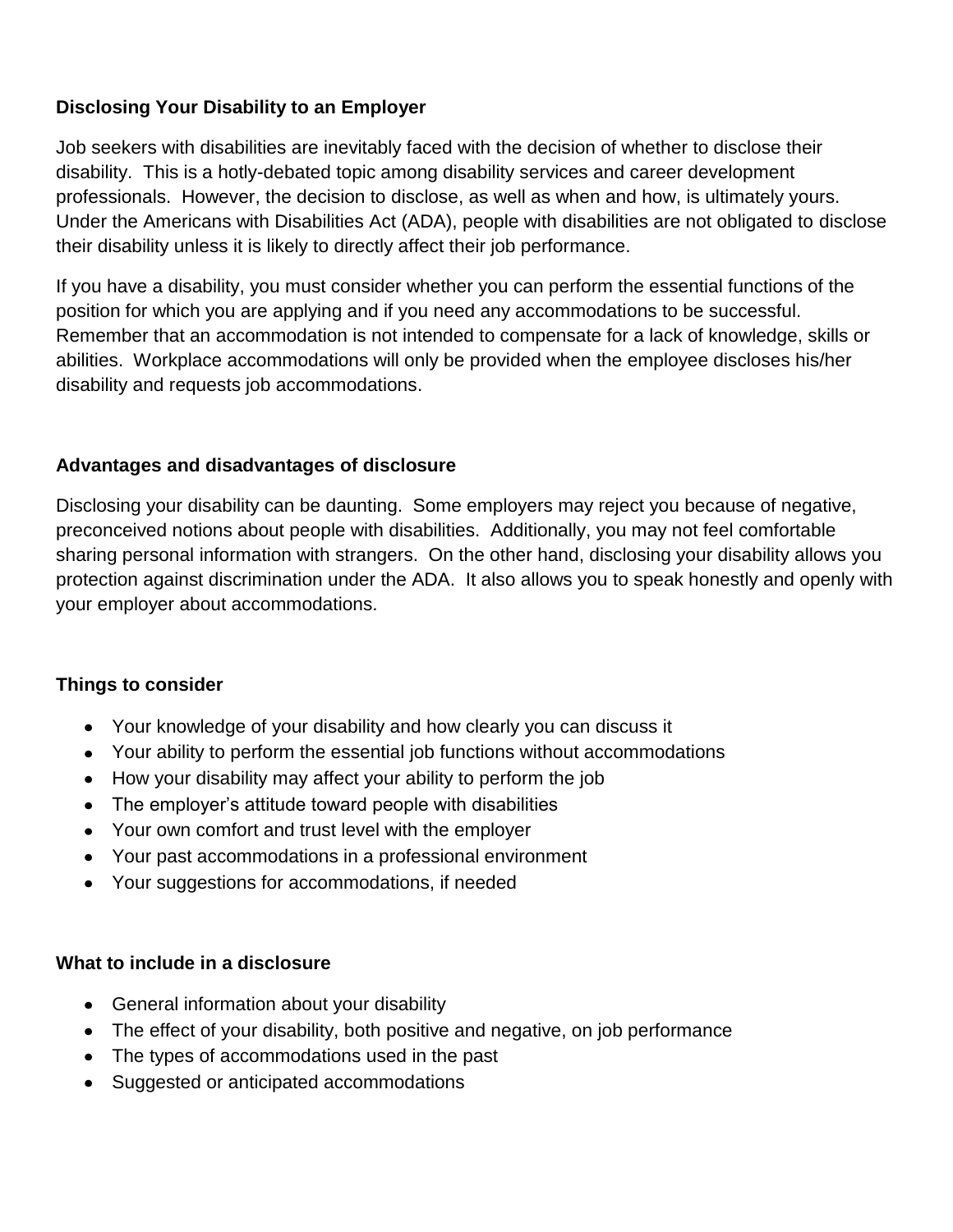**Disclosing Your Disability to an Employer**

Job seekers with disabilities are inevitably faced with the decision of whether to disclose their disability. This is a hotly-debated topic among disability services and career development professionals. However, the decision to disclose, as well as when and how, is ultimately yours. Under the Americans with Disabilities Act (ADA), people with disabilities are not obligated to disclose their disability unless it is likely to directly affect their job performance.

If you have a disability, you must consider whether you can perform the essential functions of the position for which you are applying and if you need any accommodations to be successful. Remember that an accommodation is not intended to compensate for a lack of knowledge, skills or abilities. Workplace accommodations will only be provided when the employee discloses his/her disability and requests job accommodations.

**Advantages and disadvantages of disclosure**

Disclosing your disability can be daunting. Some employers may reject you because of negative, preconceived notions about people with disabilities. Additionally, you may not feel comfortable sharing personal information with strangers. On the other hand, disclosing your disability allows you protection against discrimination under the ADA. It also allows you to speak honestly and openly with your employer about accommodations.

**Things to consider**

- Your knowledge of your disability and how clearly you can discuss it
- Your ability to perform the essential job functions without accommodations
- How your disability may affect your ability to perform the job
- The employer's attitude toward people with disabilities
- Your own comfort and trust level with the employer
- Your past accommodations in a professional environment
- Your suggestions for accommodations, if needed

**What to include in a disclosure**

- General information about your disability
- The effect of your disability, both positive and negative, on job performance
- The types of accommodations used in the past
- Suggested or anticipated accommodations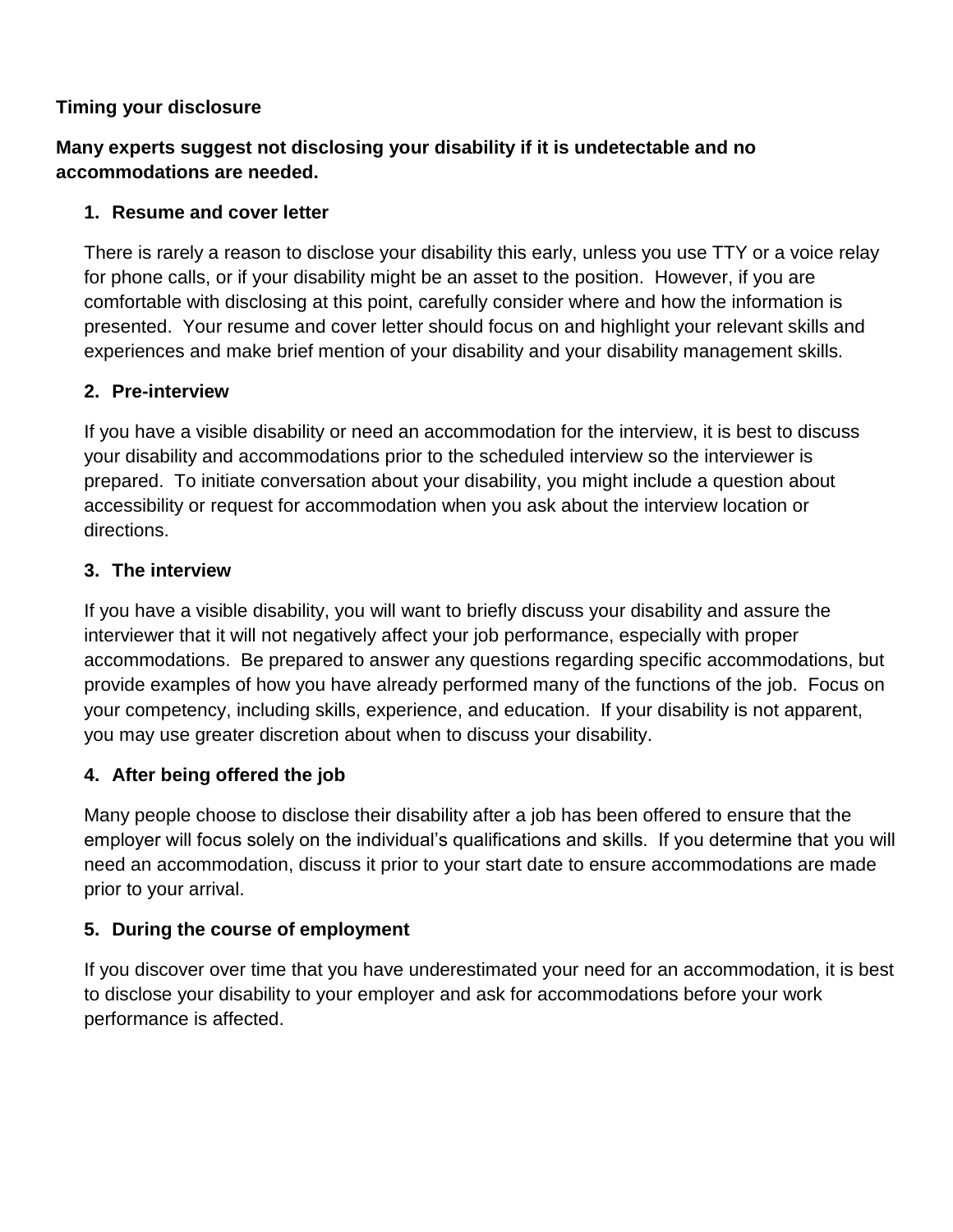**Timing your disclosure**

**Many experts suggest not disclosing your disability if it is undetectable and no accommodations are needed.**

1. **Resume and cover letter**

   There is rarely a reason to disclose your disability this early, unless you use TTY or a voice relay for phone calls, or if your disability might be an asset to the position. However, if you are comfortable with disclosing at this point, carefully consider where and how the information is presented. Your resume and cover letter should focus on and highlight your relevant skills and experiences and make brief mention of your disability and your disability management skills.

2. **Pre-interview**

   If you have a visible disability or need an accommodation for the interview, it is best to discuss your disability and accommodations prior to the scheduled interview so the interviewer is prepared. To initiate conversation about your disability, you might include a question about accessibility or request for accommodation when you ask about the interview location or directions.

3. **The interview**

   If you have a visible disability, you will want to briefly discuss your disability and assure the interviewer that it will not negatively affect your job performance, especially with proper accommodations. Be prepared to answer any questions regarding specific accommodations, but provide examples of how you have already performed many of the functions of the job. Focus on your competency, including skills, experience, and education. If your disability is not apparent, you may use greater discretion about when to discuss your disability.

4. **After being offered the job**

   Many people choose to disclose their disability after a job has been offered to ensure that the employer will focus solely on the individual's qualifications and skills. If you determine that you will need an accommodation, discuss it prior to your start date to ensure accommodations are made prior to your arrival.

5. **During the course of employment**

   If you discover over time that you have underestimated your need for an accommodation, it is best to disclose your disability to your employer and ask for accommodations before your work performance is affected.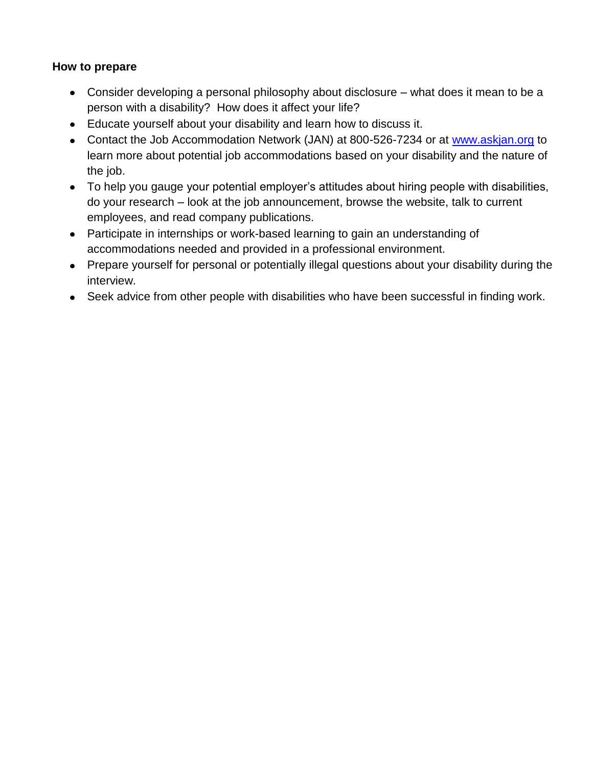**How to prepare**

- Consider developing a personal philosophy about disclosure – what does it mean to be a person with a disability? How does it affect your life?
- Educate yourself about your disability and learn how to discuss it.
- Contact the Job Accommodation Network (JAN) at 800-526-7234 or at [www.askjan.org](http://www.askjan.org) to learn more about potential job accommodations based on your disability and the nature of the job.
- To help you gauge your potential employer's attitudes about hiring people with disabilities, do your research – look at the job announcement, browse the website, talk to current employees, and read company publications.
- Participate in internships or work-based learning to gain an understanding of accommodations needed and provided in a professional environment.
- Prepare yourself for personal or potentially illegal questions about your disability during the interview.
- Seek advice from other people with disabilities who have been successful in finding work.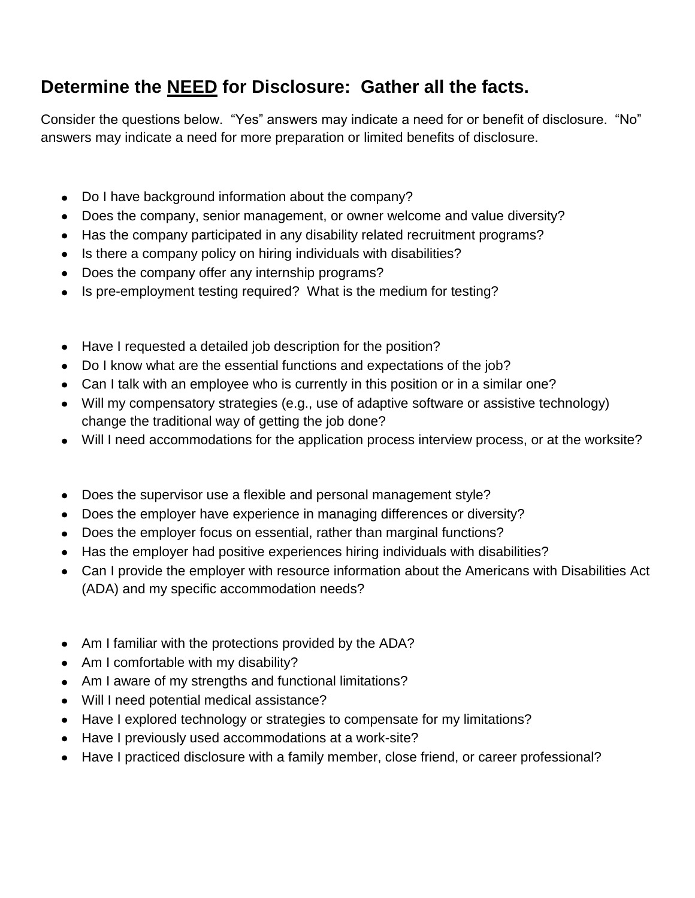## Determine the <u>NEED</u> for Disclosure: Gather all the facts.

Consider the questions below. "Yes" answers may indicate a need for or benefit of disclosure. "No" answers may indicate a need for more preparation or limited benefits of disclosure.

- Do I have background information about the company?
- Does the company, senior management, or owner welcome and value diversity?
- Has the company participated in any disability related recruitment programs?
- Is there a company policy on hiring individuals with disabilities?
- Does the company offer any internship programs?
- Is pre-employment testing required? What is the medium for testing?

- Have I requested a detailed job description for the position?
- Do I know what are the essential functions and expectations of the job?
- Can I talk with an employee who is currently in this position or in a similar one?
- Will my compensatory strategies (e.g., use of adaptive software or assistive technology) change the traditional way of getting the job done?
- Will I need accommodations for the application process interview process, or at the worksite?

- Does the supervisor use a flexible and personal management style?
- Does the employer have experience in managing differences or diversity?
- Does the employer focus on essential, rather than marginal functions?
- Has the employer had positive experiences hiring individuals with disabilities?
- Can I provide the employer with resource information about the Americans with Disabilities Act (ADA) and my specific accommodation needs?

- Am I familiar with the protections provided by the ADA?
- Am I comfortable with my disability?
- Am I aware of my strengths and functional limitations?
- Will I need potential medical assistance?
- Have I explored technology or strategies to compensate for my limitations?
- Have I previously used accommodations at a work-site?
- Have I practiced disclosure with a family member, close friend, or career professional?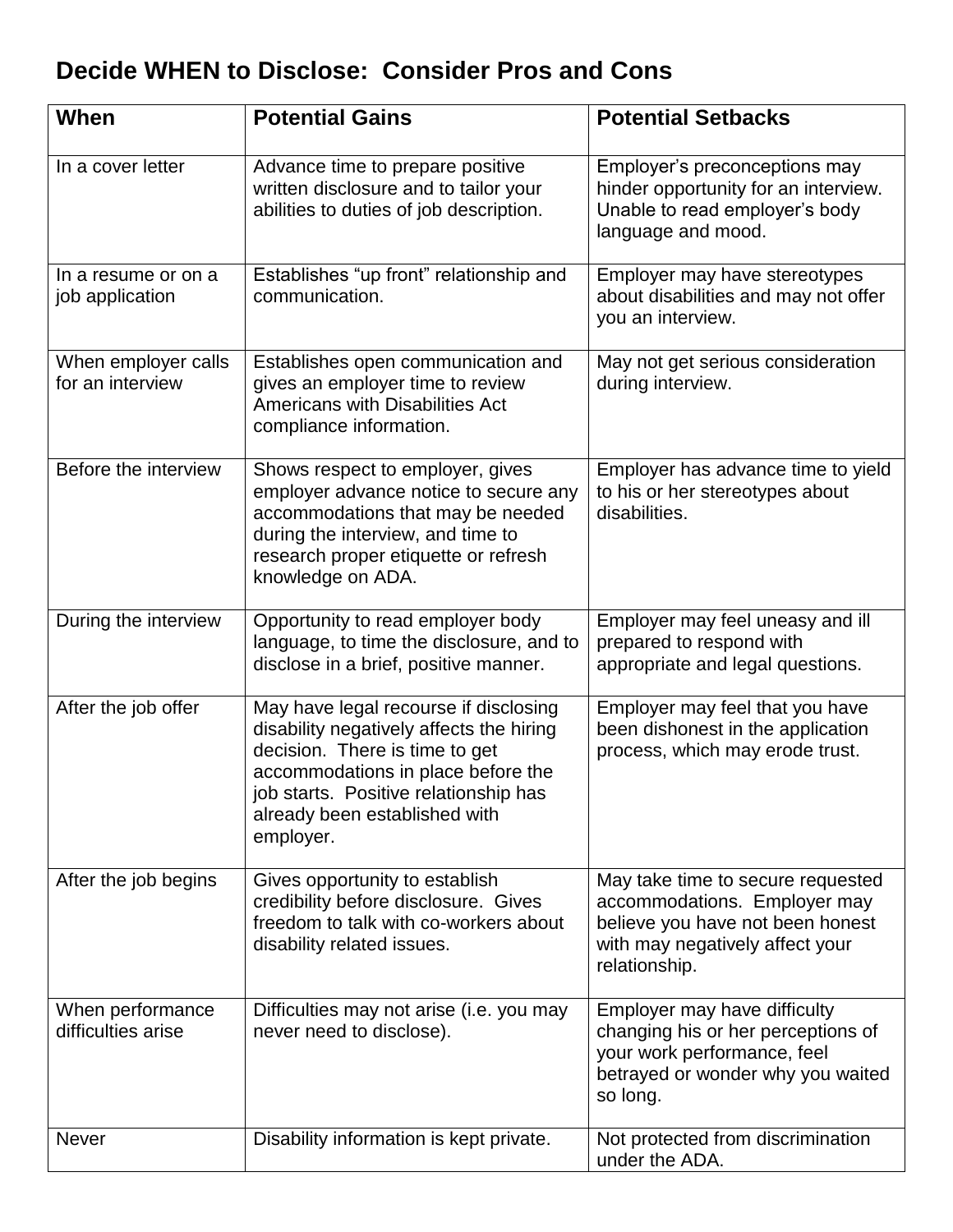## Decide WHEN to Disclose: Consider Pros and Cons

| When | Potential Gains | Potential Setbacks |
|---|---|---|
| In a cover letter | Advance time to prepare positive written disclosure and to tailor your abilities to duties of job description. | Employer's preconceptions may hinder opportunity for an interview. Unable to read employer's body language and mood. |
| In a resume or on a job application | Establishes "up front" relationship and communication. | Employer may have stereotypes about disabilities and may not offer you an interview. |
| When employer calls for an interview | Establishes open communication and gives an employer time to review Americans with Disabilities Act compliance information. | May not get serious consideration during interview. |
| Before the interview | Shows respect to employer, gives employer advance notice to secure any accommodations that may be needed during the interview, and time to research proper etiquette or refresh knowledge on ADA. | Employer has advance time to yield to his or her stereotypes about disabilities. |
| During the interview | Opportunity to read employer body language, to time the disclosure, and to disclose in a brief, positive manner. | Employer may feel uneasy and ill prepared to respond with appropriate and legal questions. |
| After the job offer | May have legal recourse if disclosing disability negatively affects the hiring decision. There is time to get accommodations in place before the job starts. Positive relationship has already been established with employer. | Employer may feel that you have been dishonest in the application process, which may erode trust. |
| After the job begins | Gives opportunity to establish credibility before disclosure. Gives freedom to talk with co-workers about disability related issues. | May take time to secure requested accommodations. Employer may believe you have not been honest with may negatively affect your relationship. |
| When performance difficulties arise | Difficulties may not arise (i.e. you may never need to disclose). | Employer may have difficulty changing his or her perceptions of your work performance, feel betrayed or wonder why you waited so long. |
| Never | Disability information is kept private. | Not protected from discrimination under the ADA. |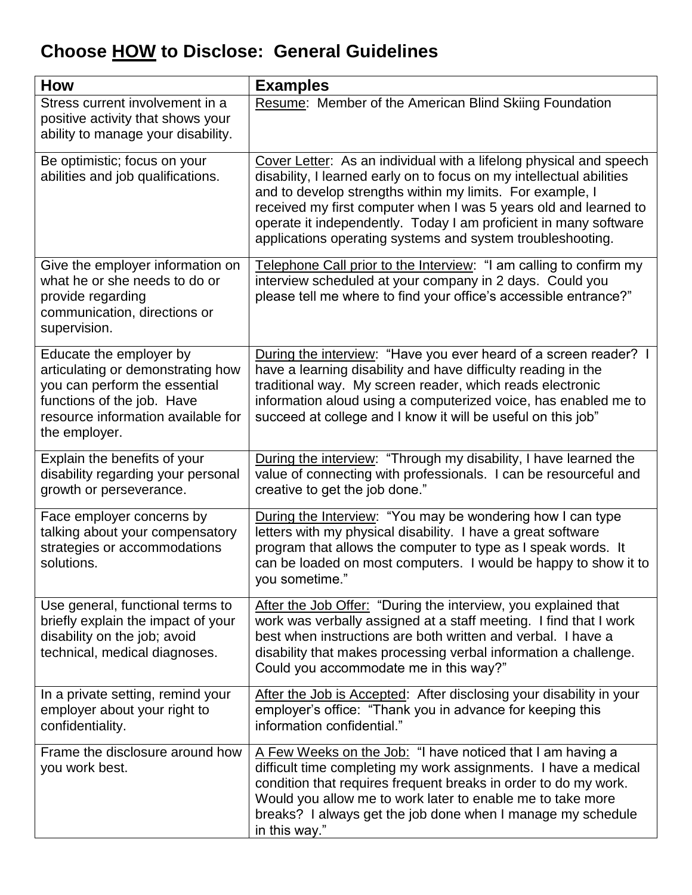# Choose HOW to Disclose: General Guidelines

| How | Examples |
|---|---|
| Stress current involvement in a positive activity that shows your ability to manage your disability. | Resume: Member of the American Blind Skiing Foundation |
| Be optimistic; focus on your abilities and job qualifications. | Cover Letter: As an individual with a lifelong physical and speech disability, I learned early on to focus on my intellectual abilities and to develop strengths within my limits. For example, I received my first computer when I was 5 years old and learned to operate it independently. Today I am proficient in many software applications operating systems and system troubleshooting. |
| Give the employer information on what he or she needs to do or provide regarding communication, directions or supervision. | Telephone Call prior to the Interview: "I am calling to confirm my interview scheduled at your company in 2 days. Could you please tell me where to find your office's accessible entrance?" |
| Educate the employer by articulating or demonstrating how you can perform the essential functions of the job. Have resource information available for the employer. | During the interview: "Have you ever heard of a screen reader? I have a learning disability and have difficulty reading in the traditional way. My screen reader, which reads electronic information aloud using a computerized voice, has enabled me to succeed at college and I know it will be useful on this job" |
| Explain the benefits of your disability regarding your personal growth or perseverance. | During the interview: "Through my disability, I have learned the value of connecting with professionals. I can be resourceful and creative to get the job done." |
| Face employer concerns by talking about your compensatory strategies or accommodations solutions. | During the Interview: "You may be wondering how I can type letters with my physical disability. I have a great software program that allows the computer to type as I speak words. It can be loaded on most computers. I would be happy to show it to you sometime." |
| Use general, functional terms to briefly explain the impact of your disability on the job; avoid technical, medical diagnoses. | After the Job Offer: "During the interview, you explained that work was verbally assigned at a staff meeting. I find that I work best when instructions are both written and verbal. I have a disability that makes processing verbal information a challenge. Could you accommodate me in this way?" |
| In a private setting, remind your employer about your right to confidentiality. | After the Job is Accepted: After disclosing your disability in your employer's office: "Thank you in advance for keeping this information confidential." |
| Frame the disclosure around how you work best. | A Few Weeks on the Job: "I have noticed that I am having a difficult time completing my work assignments. I have a medical condition that requires frequent breaks in order to do my work. Would you allow me to work later to enable me to take more breaks? I always get the job done when I manage my schedule in this way." |